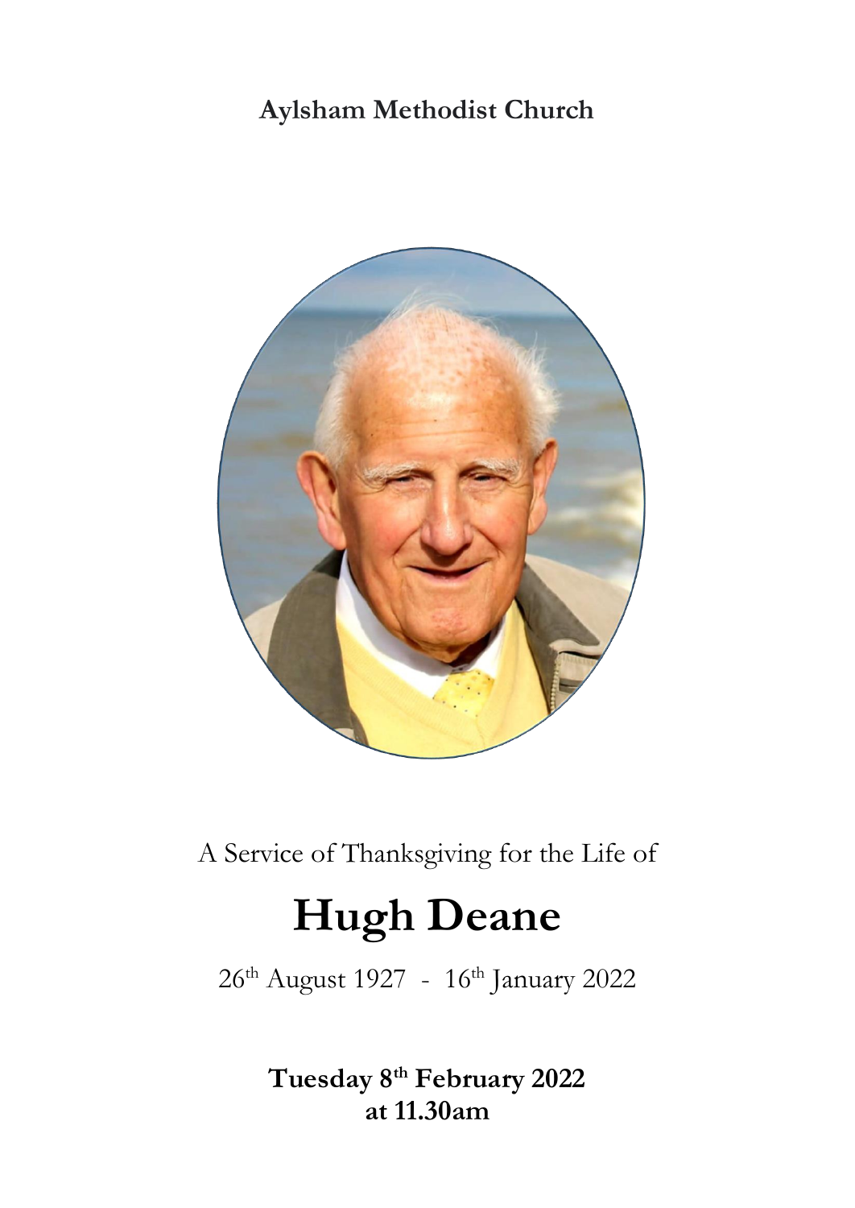**Aylsham Methodist Church**

A Service of Thanksgiving for the Life of

# Hugh Deane

26th August 1927 - 16th January 2022

**Tuesday 8th February 2022**
**at 11.30am**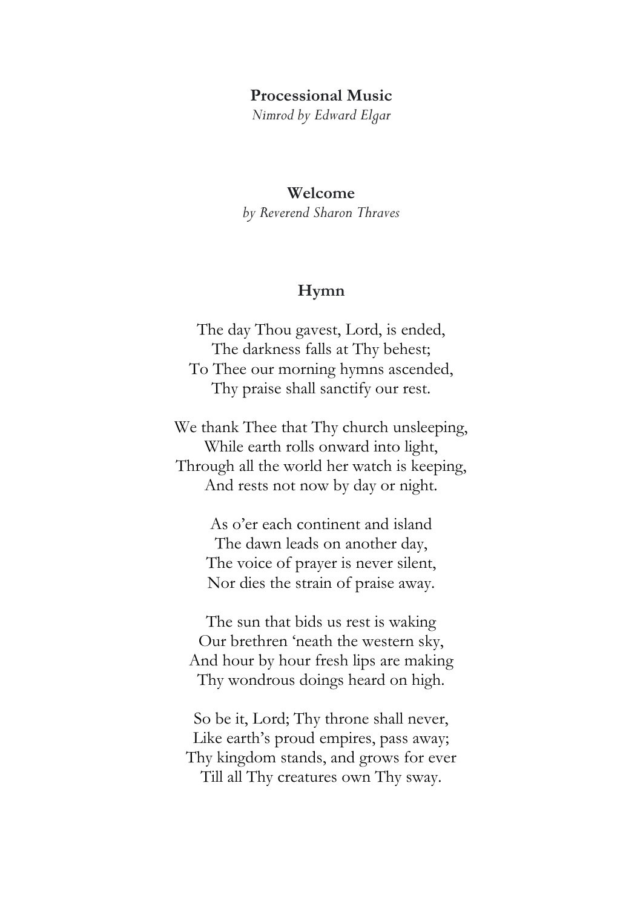**Processional Music**

*Nimrod by Edward Elgar*

**Welcome**

*by Reverend Sharon Thraves*

**Hymn**

The day Thou gavest, Lord, is ended,
The darkness falls at Thy behest;
To Thee our morning hymns ascended,
Thy praise shall sanctify our rest.

We thank Thee that Thy church unsleeping,
While earth rolls onward into light,
Through all the world her watch is keeping,
And rests not now by day or night.

As o'er each continent and island
The dawn leads on another day,
The voice of prayer is never silent,
Nor dies the strain of praise away.

The sun that bids us rest is waking
Our brethren 'neath the western sky,
And hour by hour fresh lips are making
Thy wondrous doings heard on high.

So be it, Lord; Thy throne shall never,
Like earth's proud empires, pass away;
Thy kingdom stands, and grows for ever
Till all Thy creatures own Thy sway.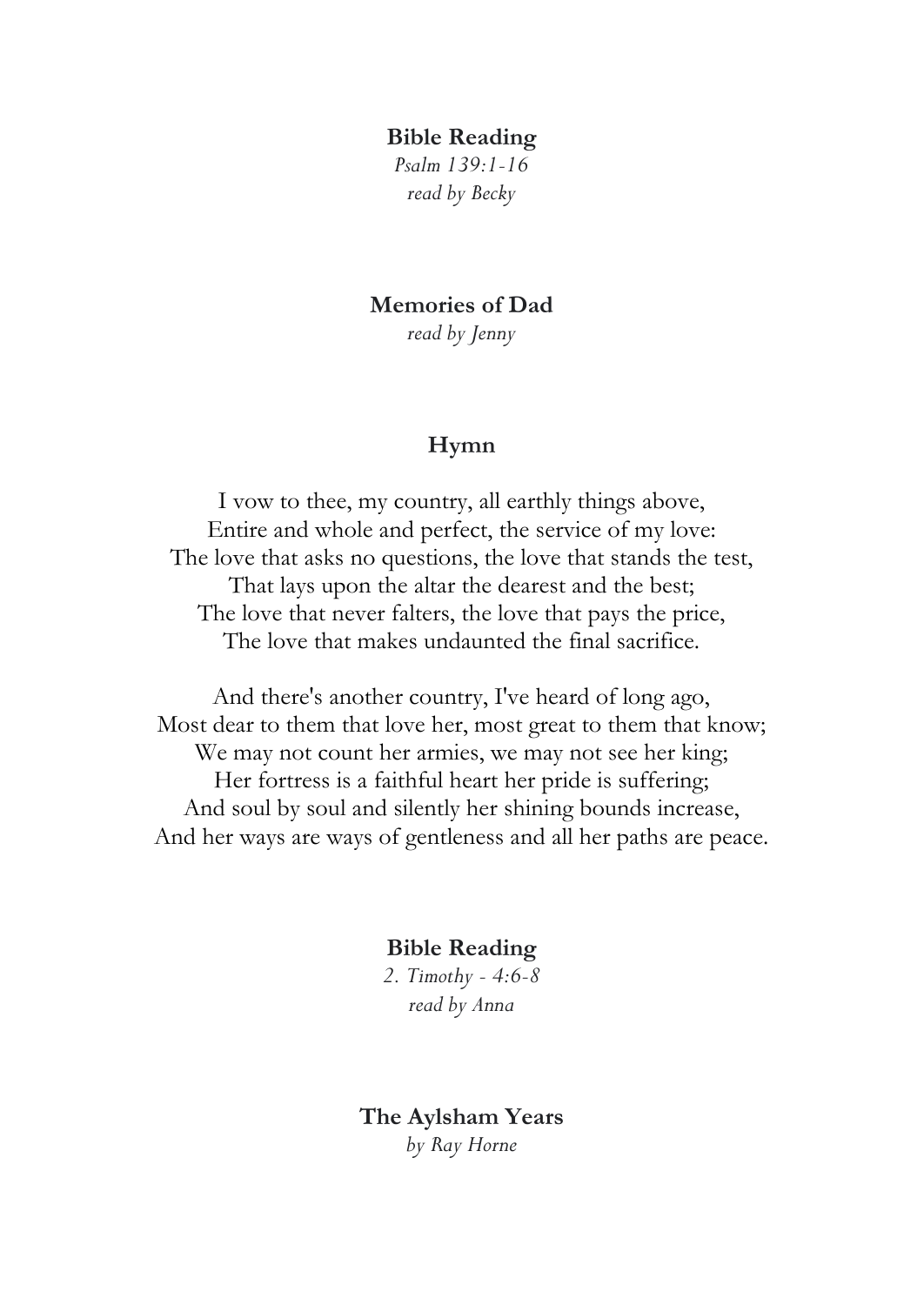**Bible Reading**

*Psalm 139:1-16*

*read by Becky*

**Memories of Dad**

*read by Jenny*

**Hymn**

I vow to thee, my country, all earthly things above,
Entire and whole and perfect, the service of my love:
The love that asks no questions, the love that stands the test,
That lays upon the altar the dearest and the best;
The love that never falters, the love that pays the price,
The love that makes undaunted the final sacrifice.

And there's another country, I've heard of long ago,
Most dear to them that love her, most great to them that know;
We may not count her armies, we may not see her king;
Her fortress is a faithful heart her pride is suffering;
And soul by soul and silently her shining bounds increase,
And her ways are ways of gentleness and all her paths are peace.

**Bible Reading**

*2. Timothy - 4:6-8*

*read by Anna*

**The Aylsham Years**

*by Ray Horne*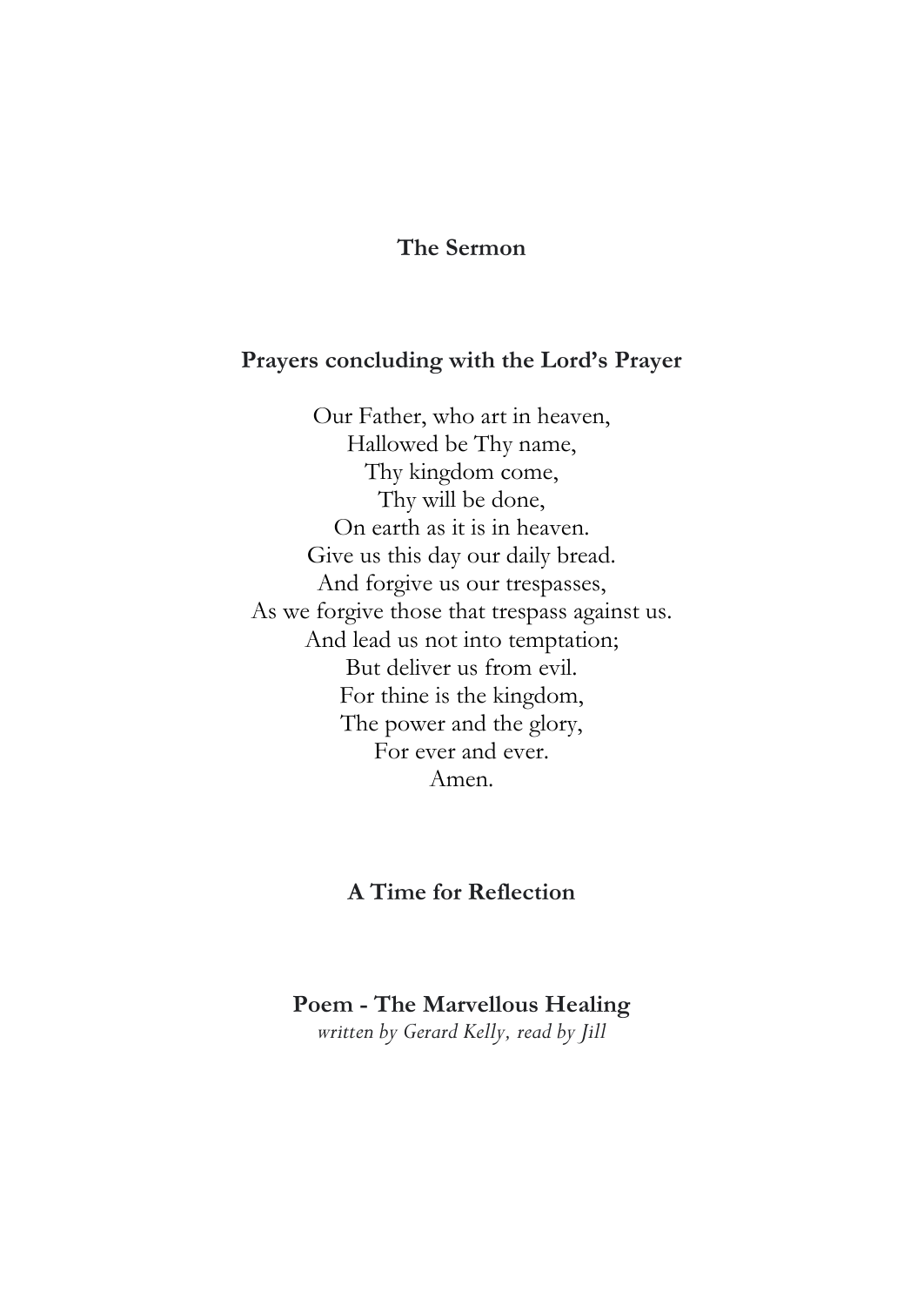**The Sermon**

**Prayers concluding with the Lord's Prayer**

Our Father, who art in heaven,
Hallowed be Thy name,
Thy kingdom come,
Thy will be done,
On earth as it is in heaven.
Give us this day our daily bread.
And forgive us our trespasses,
As we forgive those that trespass against us.
And lead us not into temptation;
But deliver us from evil.
For thine is the kingdom,
The power and the glory,
For ever and ever.
Amen.

**A Time for Reflection**

**Poem - The Marvellous Healing**
*written by Gerard Kelly, read by Jill*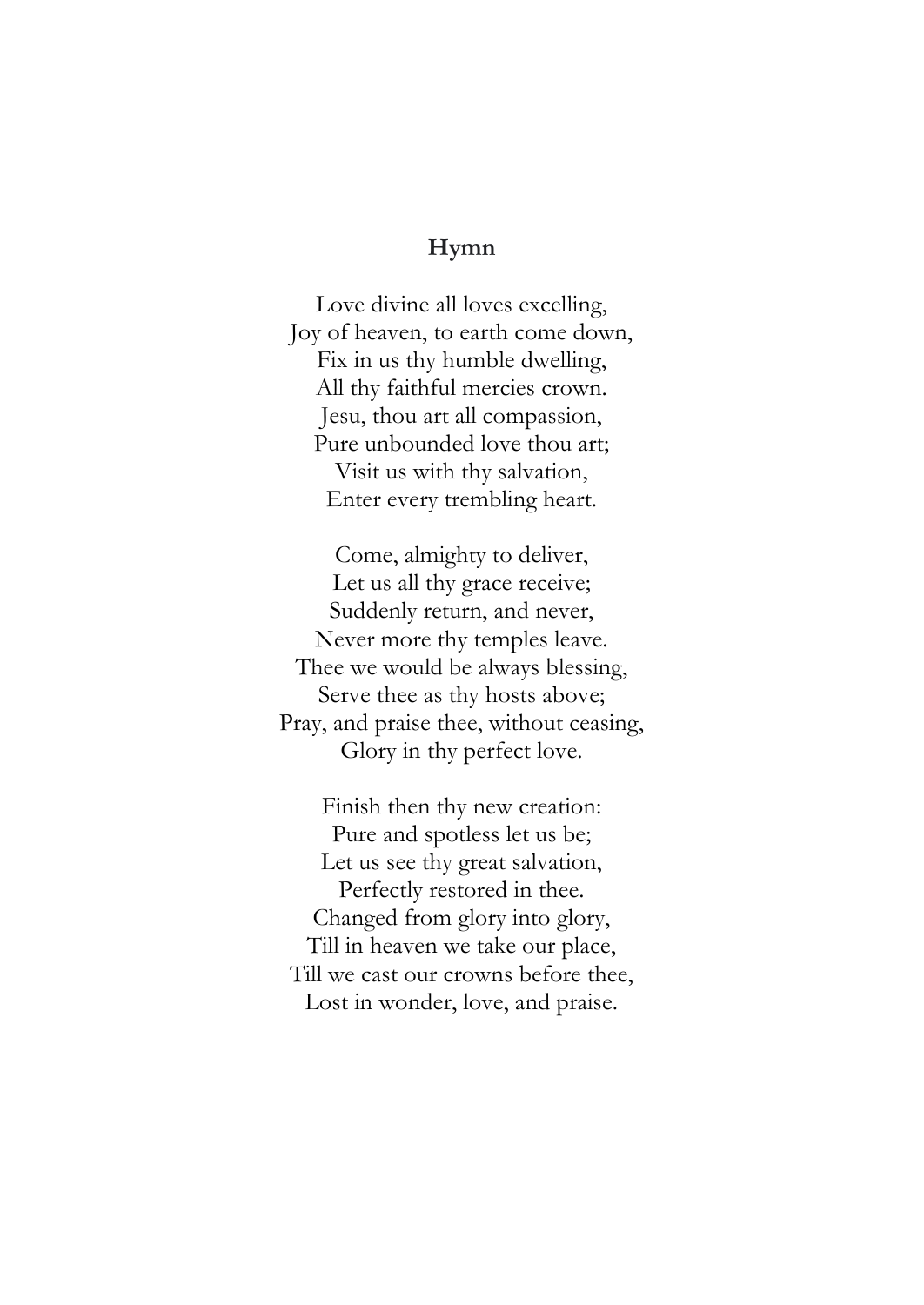## Hymn

Love divine all loves excelling,  
Joy of heaven, to earth come down,  
Fix in us thy humble dwelling,  
All thy faithful mercies crown.  
Jesu, thou art all compassion,  
Pure unbounded love thou art;  
Visit us with thy salvation,  
Enter every trembling heart.

Come, almighty to deliver,  
Let us all thy grace receive;  
Suddenly return, and never,  
Never more thy temples leave.  
Thee we would be always blessing,  
Serve thee as thy hosts above;  
Pray, and praise thee, without ceasing,  
Glory in thy perfect love.

Finish then thy new creation:  
Pure and spotless let us be;  
Let us see thy great salvation,  
Perfectly restored in thee.  
Changed from glory into glory,  
Till in heaven we take our place,  
Till we cast our crowns before thee,  
Lost in wonder, love, and praise.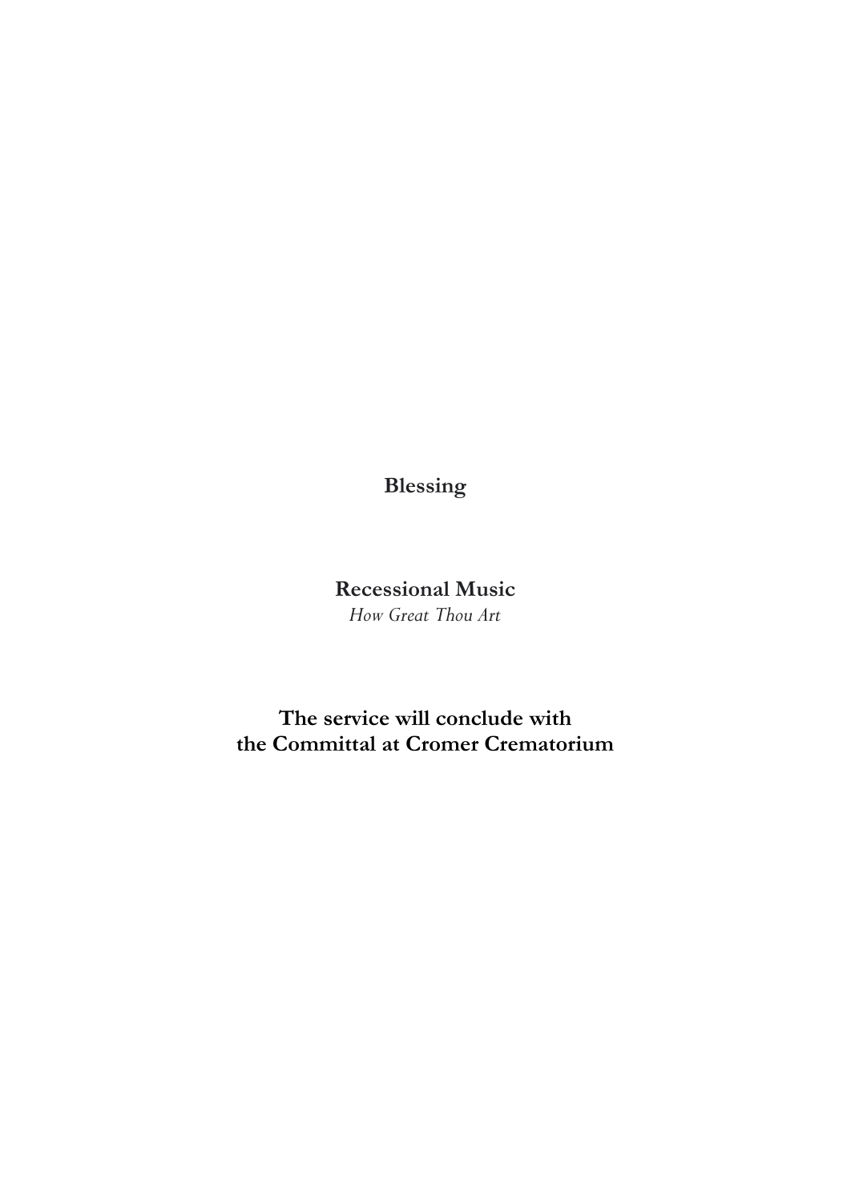**Blessing**

**Recessional Music**

*How Great Thou Art*

**The service will conclude with the Committal at Cromer Crematorium**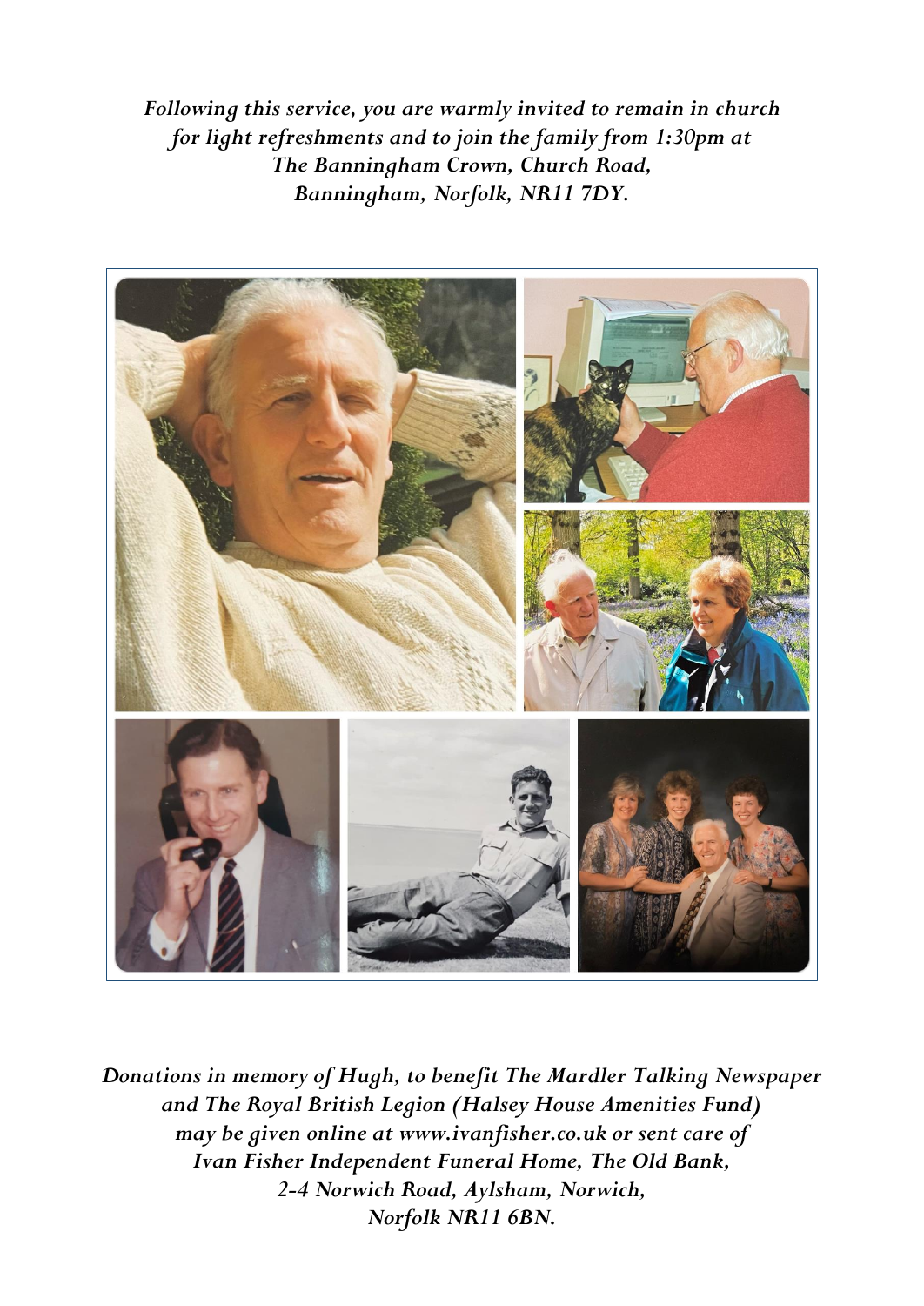*Following this service, you are warmly invited to remain in church for light refreshments and to join the family from 1:30pm at The Banningham Crown, Church Road, Banningham, Norfolk, NR11 7DY.*

*Donations in memory of Hugh, to benefit The Mardler Talking Newspaper and The Royal British Legion (Halsey House Amenities Fund) may be given online at www.ivanfisher.co.uk or sent care of Ivan Fisher Independent Funeral Home, The Old Bank, 2-4 Norwich Road, Aylsham, Norwich, Norfolk NR11 6BN.*